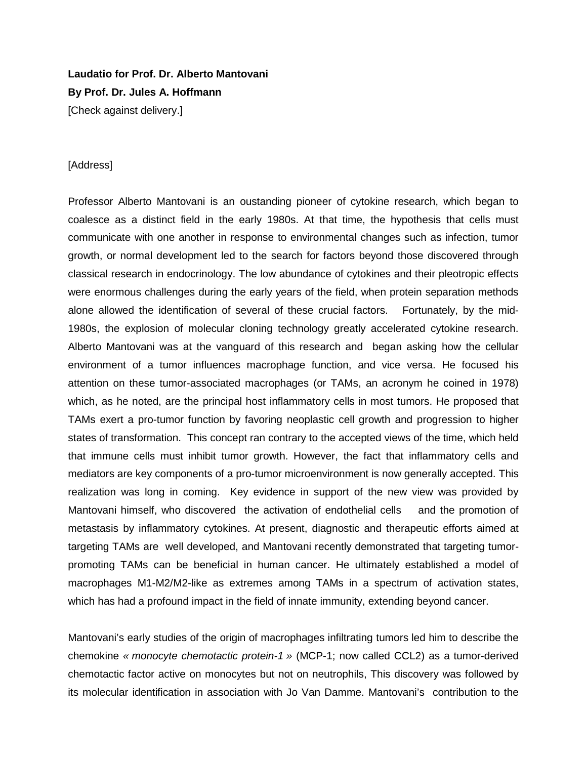**Laudatio for Prof. Dr. Alberto Mantovani**

**By Prof. Dr. Jules A. Hoffmann**

[Check against delivery.]

[Address]

Professor Alberto Mantovani is an oustanding pioneer of cytokine research, which began to coalesce as a distinct field in the early 1980s. At that time, the hypothesis that cells must communicate with one another in response to environmental changes such as infection, tumor growth, or normal development led to the search for factors beyond those discovered through classical research in endocrinology. The low abundance of cytokines and their pleotropic effects were enormous challenges during the early years of the field, when protein separation methods alone allowed the identification of several of these crucial factors. Fortunately, by the mid-1980s, the explosion of molecular cloning technology greatly accelerated cytokine research. Alberto Mantovani was at the vanguard of this research and began asking how the cellular environment of a tumor influences macrophage function, and vice versa. He focused his attention on these tumor-associated macrophages (or TAMs, an acronym he coined in 1978) which, as he noted, are the principal host inflammatory cells in most tumors. He proposed that TAMs exert a pro-tumor function by favoring neoplastic cell growth and progression to higher states of transformation. This concept ran contrary to the accepted views of the time, which held that immune cells must inhibit tumor growth. However, the fact that inflammatory cells and mediators are key components of a pro-tumor microenvironment is now generally accepted. This realization was long in coming. Key evidence in support of the new view was provided by Mantovani himself, who discovered the activation of endothelial cells and the promotion of metastasis by inflammatory cytokines. At present, diagnostic and therapeutic efforts aimed at targeting TAMs are well developed, and Mantovani recently demonstrated that targeting tumor-promoting TAMs can be beneficial in human cancer. He ultimately established a model of macrophages M1-M2/M2-like as extremes among TAMs in a spectrum of activation states, which has had a profound impact in the field of innate immunity, extending beyond cancer.

Mantovani's early studies of the origin of macrophages infiltrating tumors led him to describe the chemokine *« monocyte chemotactic protein-1 »* (MCP-1; now called CCL2) as a tumor-derived chemotactic factor active on monocytes but not on neutrophils, This discovery was followed by its molecular identification in association with Jo Van Damme. Mantovani's contribution to the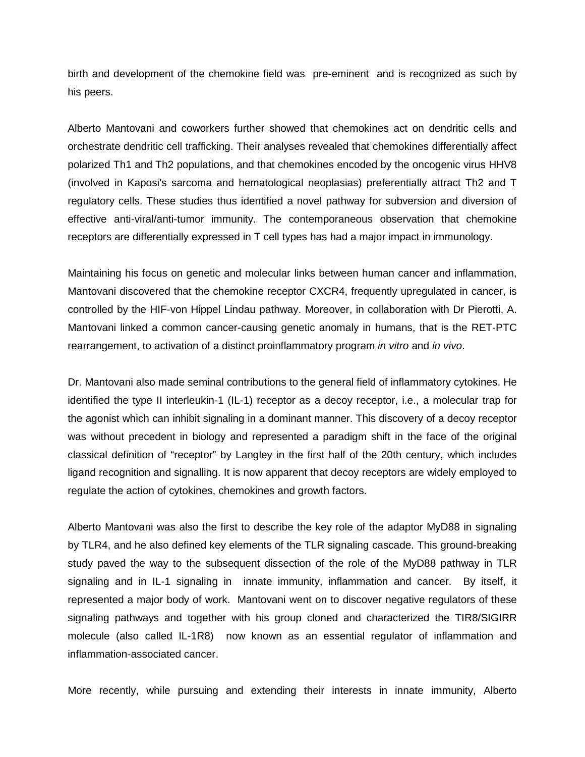birth and development of the chemokine field was pre-eminent and is recognized as such by his peers.

Alberto Mantovani and coworkers further showed that chemokines act on dendritic cells and orchestrate dendritic cell trafficking. Their analyses revealed that chemokines differentially affect polarized Th1 and Th2 populations, and that chemokines encoded by the oncogenic virus HHV8 (involved in Kaposi's sarcoma and hematological neoplasias) preferentially attract Th2 and T regulatory cells. These studies thus identified a novel pathway for subversion and diversion of effective anti-viral/anti-tumor immunity. The contemporaneous observation that chemokine receptors are differentially expressed in T cell types has had a major impact in immunology.

Maintaining his focus on genetic and molecular links between human cancer and inflammation, Mantovani discovered that the chemokine receptor CXCR4, frequently upregulated in cancer, is controlled by the HIF-von Hippel Lindau pathway. Moreover, in collaboration with Dr Pierotti, A. Mantovani linked a common cancer-causing genetic anomaly in humans, that is the RET-PTC rearrangement, to activation of a distinct proinflammatory program *in vitro* and *in vivo*.

Dr. Mantovani also made seminal contributions to the general field of inflammatory cytokines. He identified the type II interleukin-1 (IL-1) receptor as a decoy receptor, i.e., a molecular trap for the agonist which can inhibit signaling in a dominant manner. This discovery of a decoy receptor was without precedent in biology and represented a paradigm shift in the face of the original classical definition of “receptor” by Langley in the first half of the 20th century, which includes ligand recognition and signalling. It is now apparent that decoy receptors are widely employed to regulate the action of cytokines, chemokines and growth factors.

Alberto Mantovani was also the first to describe the key role of the adaptor MyD88 in signaling by TLR4, and he also defined key elements of the TLR signaling cascade. This ground-breaking study paved the way to the subsequent dissection of the role of the MyD88 pathway in TLR signaling and in IL-1 signaling in innate immunity, inflammation and cancer. By itself, it represented a major body of work. Mantovani went on to discover negative regulators of these signaling pathways and together with his group cloned and characterized the TIR8/SIGIRR molecule (also called IL-1R8) now known as an essential regulator of inflammation and inflammation-associated cancer.

More recently, while pursuing and extending their interests in innate immunity, Alberto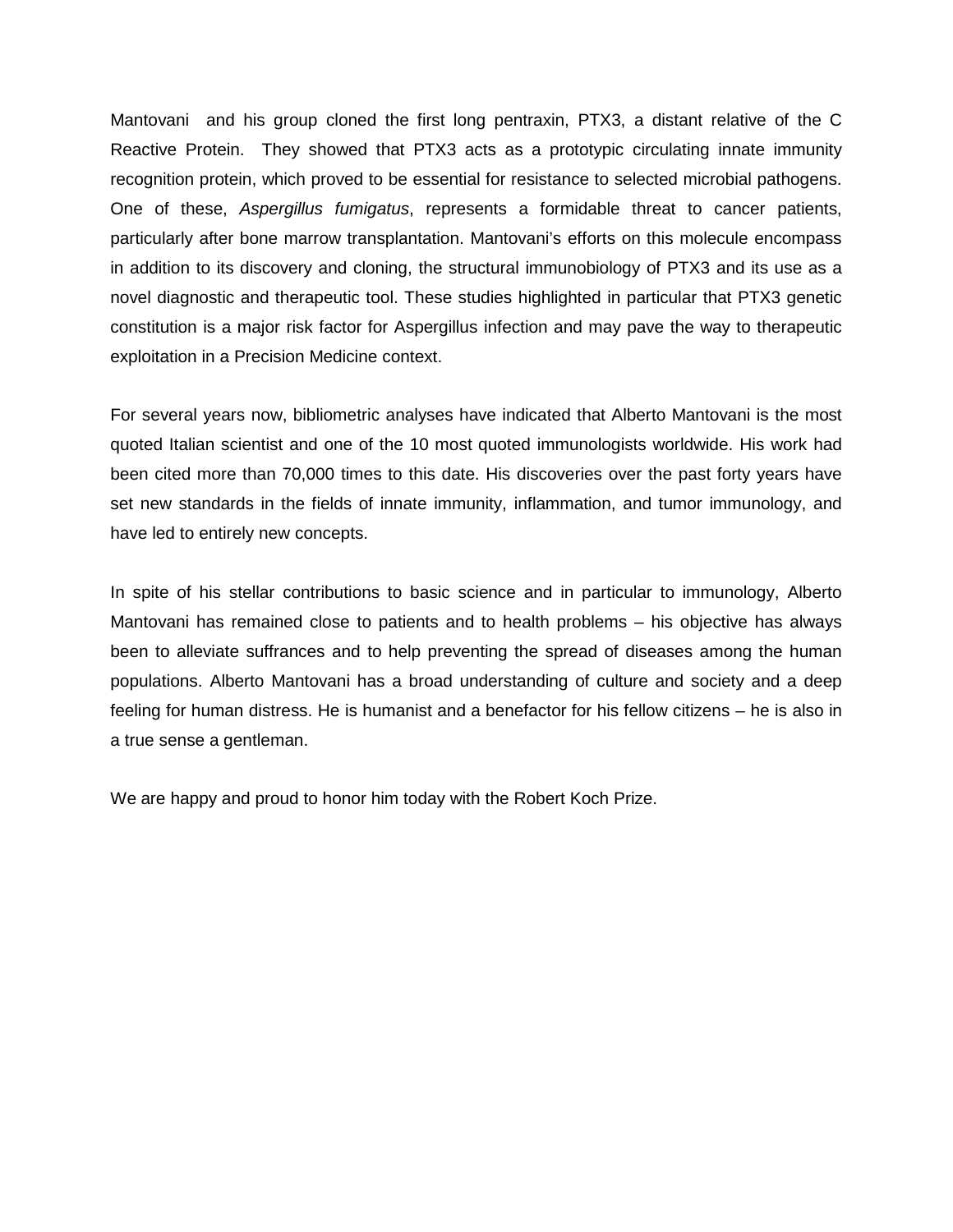Mantovani and his group cloned the first long pentraxin, PTX3, a distant relative of the C Reactive Protein. They showed that PTX3 acts as a prototypic circulating innate immunity recognition protein, which proved to be essential for resistance to selected microbial pathogens. One of these, *Aspergillus fumigatus*, represents a formidable threat to cancer patients, particularly after bone marrow transplantation. Mantovani's efforts on this molecule encompass in addition to its discovery and cloning, the structural immunobiology of PTX3 and its use as a novel diagnostic and therapeutic tool. These studies highlighted in particular that PTX3 genetic constitution is a major risk factor for Aspergillus infection and may pave the way to therapeutic exploitation in a Precision Medicine context.

For several years now, bibliometric analyses have indicated that Alberto Mantovani is the most quoted Italian scientist and one of the 10 most quoted immunologists worldwide. His work had been cited more than 70,000 times to this date. His discoveries over the past forty years have set new standards in the fields of innate immunity, inflammation, and tumor immunology, and have led to entirely new concepts.

In spite of his stellar contributions to basic science and in particular to immunology, Alberto Mantovani has remained close to patients and to health problems – his objective has always been to alleviate suffrances and to help preventing the spread of diseases among the human populations. Alberto Mantovani has a broad understanding of culture and society and a deep feeling for human distress. He is humanist and a benefactor for his fellow citizens – he is also in a true sense a gentleman.

We are happy and proud to honor him today with the Robert Koch Prize.